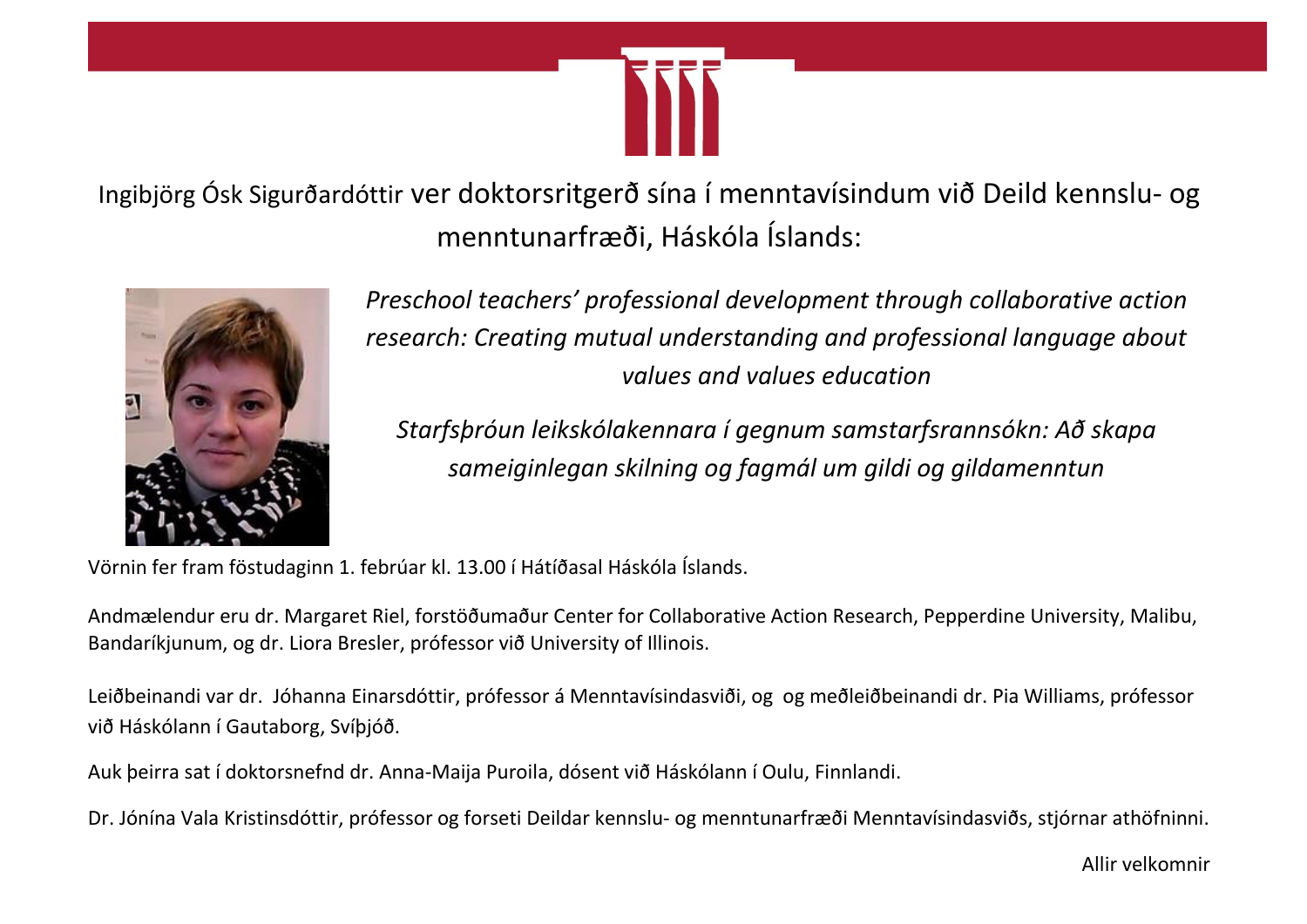Ingibjörg Ósk Sigurðardóttir ver doktorsritgerð sína í menntavísindum við Deild kennslu- og menntunarfræði, Háskóla Íslands:

*Preschool teachers' professional development through collaborative action research: Creating mutual understanding and professional language about values and values education*

*Starfsþróun leikskólakennara í gegnum samstarfsrannsókn: Að skapa sameiginlegan skilning og fagmál um gildi og gildamenntun*

Vörnin fer fram föstudaginn 1. febrúar kl. 13.00 í Hátíðasal Háskóla Íslands.

Andmælendur eru dr. Margaret Riel, forstöðumaður Center for Collaborative Action Research, Pepperdine University, Malibu, Bandaríkjunum, og dr. Liora Bresler, prófessor við University of Illinois.

Leiðbeinandi var dr. Jóhanna Einarsdóttir, prófessor á Menntavísindasviði, og og meðleiðbeinandi dr. Pia Williams, prófessor við Háskólann í Gautaborg, Svíþjóð.

Auk þeirra sat í doktorsnefnd dr. Anna-Maija Puroila, dósent við Háskólann í Oulu, Finnlandi.

Dr. Jónína Vala Kristinsdóttir, prófessor og forseti Deildar kennslu- og menntunarfræði Menntavísindasviðs, stjórnar athöfninni.

Allir velkomnir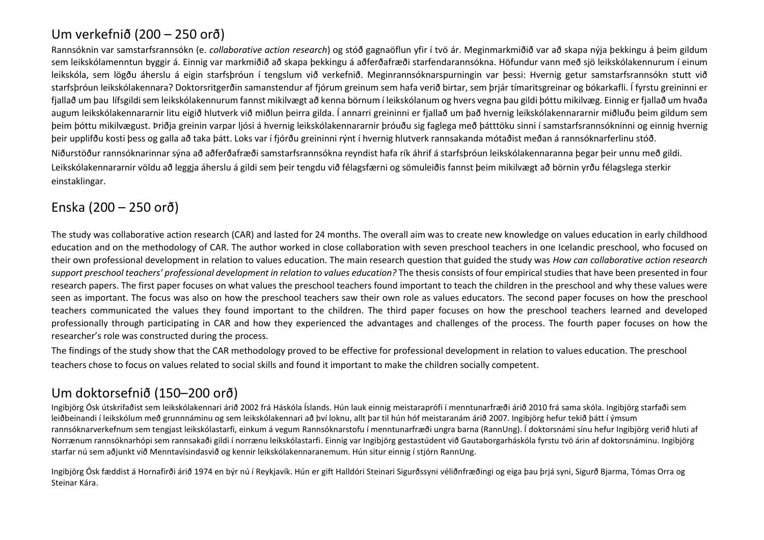## Um verkefnið (200 – 250 orð)

Rannsóknin var samstarfsrannsókn (e. *collaborative action research*) og stóð gagnaöflun yfir í tvö ár. Meginmarkmiðið var að skapa nýja þekkingu á þeim gildum sem leikskólamenntun byggir á. Einnig var markmiðið að skapa þekkingu á aðferðafræði starfendarannsókna. Höfundur vann með sjö leikskólakennurum í einum leikskóla, sem lögðu áherslu á eigin starfsþróun í tengslum við verkefnið. Meginrannsóknarspurningin var þessi: Hvernig getur samstarfsrannsókn stutt við starfsþróun leikskólakennara? Doktorsritgerðin samanstendur af fjórum greinum sem hafa verið birtar, sem þrjár tímaritsgreinar og bókarkafli. Í fyrstu greininni er fjallað um þau lífsgildi sem leikskólakennurum fannst mikilvægt að kenna börnum í leikskólanum og hvers vegna þau gildi þóttu mikilvæg. Einnig er fjallað um hvaða augum leikskólakennararnir litu eigið hlutverk við miðlun þeirra gilda. Í annarri greininni er fjallað um það hvernig leikskólakennararnir miðluðu þeim gildum sem þeim þóttu mikilvægust. Þriðja greinin varpar ljósi á hvernig leikskólakennararnir þróuðu sig faglega með þátttöku sinni í samstarfsrannsókninni og einnig hvernig þeir upplifðu kosti þess og galla að taka þátt. Loks var í fjórðu greininni rýnt í hvernig hlutverk rannsakanda mótaðist meðan á rannsóknarferlinu stóð.

Niðurstöður rannsóknarinnar sýna að aðferðafræði samstarfsrannsókna reyndist hafa rík áhrif á starfsþróun leikskólakennaranna þegar þeir unnu með gildi. Leikskólakennararnir völdu að leggja áherslu á gildi sem þeir tengdu við félagsfærni og sömuleiðis fannst þeim mikilvægt að börnin yrðu félagslega sterkir einstaklingar.

## Enska (200 – 250 orð)

The study was collaborative action research (CAR) and lasted for 24 months. The overall aim was to create new knowledge on values education in early childhood education and on the methodology of CAR. The author worked in close collaboration with seven preschool teachers in one Icelandic preschool, who focused on their own professional development in relation to values education. The main research question that guided the study was *How can collaborative action research support preschool teachers' professional development in relation to values education?* The thesis consists of four empirical studies that have been presented in four research papers. The first paper focuses on what values the preschool teachers found important to teach the children in the preschool and why these values were seen as important. The focus was also on how the preschool teachers saw their own role as values educators. The second paper focuses on how the preschool teachers communicated the values they found important to the children. The third paper focuses on how the preschool teachers learned and developed professionally through participating in CAR and how they experienced the advantages and challenges of the process. The fourth paper focuses on how the researcher's role was constructed during the process.

The findings of the study show that the CAR methodology proved to be effective for professional development in relation to values education. The preschool teachers chose to focus on values related to social skills and found it important to make the children socially competent.

## Um doktorsefnið (150–200 orð)

Ingibjörg Ósk útskrifaðist sem leikskólakennari árið 2002 frá Háskóla Íslands. Hún lauk einnig meistaraprófi í menntunarfræði árið 2010 frá sama skóla. Ingibjörg starfaði sem leiðbeinandi í leikskólum með grunnnáminu og sem leikskólakennari að því loknu, allt þar til hún hóf meistaranám árið 2007. Ingibjörg hefur tekið þátt í ýmsum rannsóknarverkefnum sem tengjast leikskólastarfi, einkum á vegum Rannsóknarstofu í menntunarfræði ungra barna (RannUng). Í doktorsnámi sínu hefur Ingibjörg verið hluti af Norrænum rannsóknarhópi sem rannsakaði gildi í norrænu leikskólastarfi. Einnig var Ingibjörg gestastúdent við Gautaborgarháskóla fyrstu tvö árin af doktorsnáminu. Ingibjörg starfar nú sem aðjunkt við Menntavísindasvið og kennir leikskólakennaranemum. Hún situr einnig í stjórn RannUng.

Ingibjörg Ósk fæddist á Hornafirði árið 1974 en býr nú í Reykjavík. Hún er gift Halldóri Steinari Sigurðssyni véliðnfræðingi og eiga þau þrjá syni, Sigurð Bjarma, Tómas Orra og Steinar Kára.